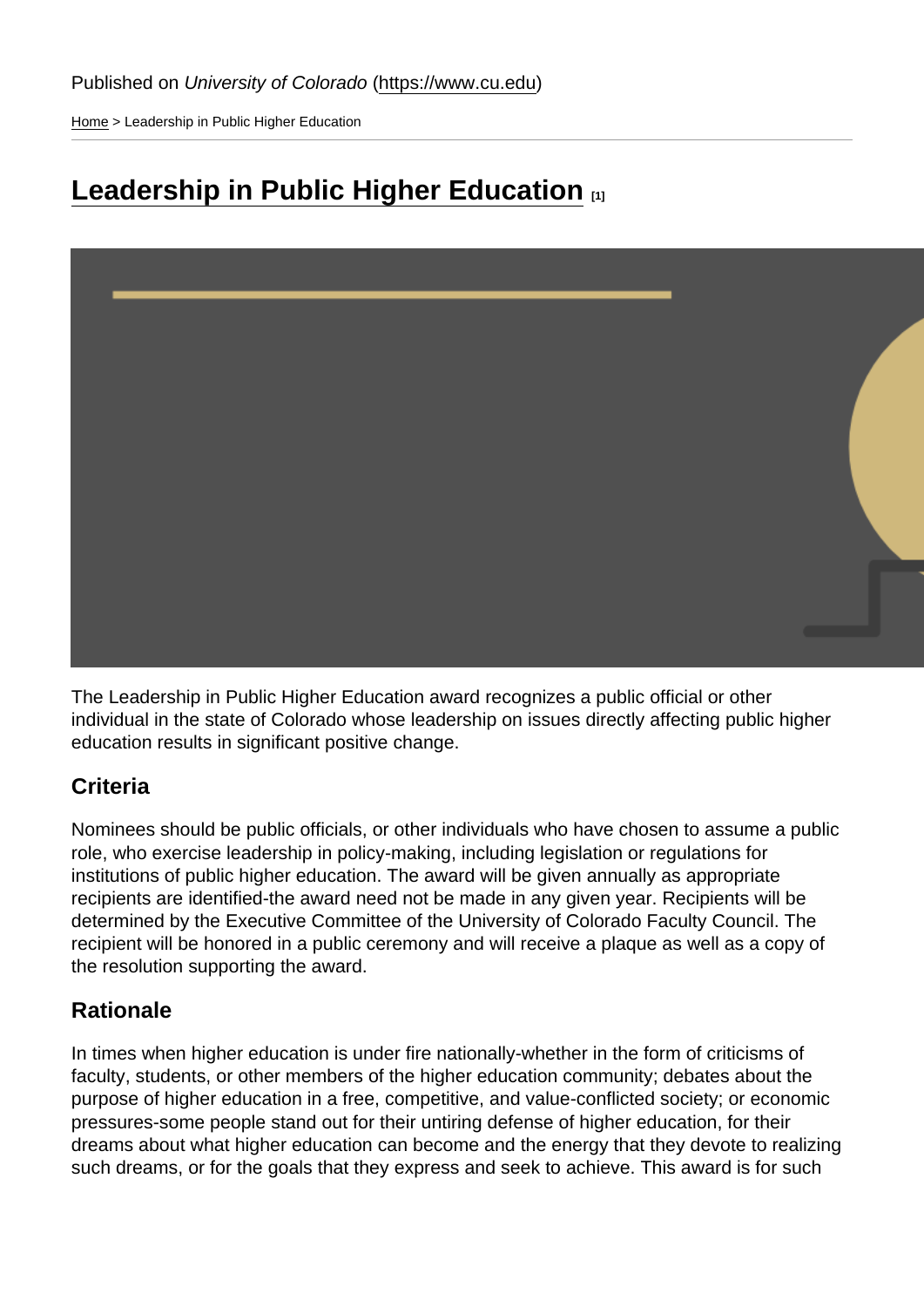Published on *University of Colorado* (https://www.cu.edu)

Home > Leadership in Public Higher Education

# Leadership in Public Higher Education [1]

The Leadership in Public Higher Education award recognizes a public official or other individual in the state of Colorado whose leadership on issues directly affecting public higher education results in significant positive change.

## Criteria

Nominees should be public officials, or other individuals who have chosen to assume a public role, who exercise leadership in policy-making, including legislation or regulations for institutions of public higher education. The award will be given annually as appropriate recipients are identified-the award need not be made in any given year. Recipients will be determined by the Executive Committee of the University of Colorado Faculty Council. The recipient will be honored in a public ceremony and will receive a plaque as well as a copy of the resolution supporting the award.

## Rationale

In times when higher education is under fire nationally-whether in the form of criticisms of faculty, students, or other members of the higher education community; debates about the purpose of higher education in a free, competitive, and value-conflicted society; or economic pressures-some people stand out for their untiring defense of higher education, for their dreams about what higher education can become and the energy that they devote to realizing such dreams, or for the goals that they express and seek to achieve. This award is for such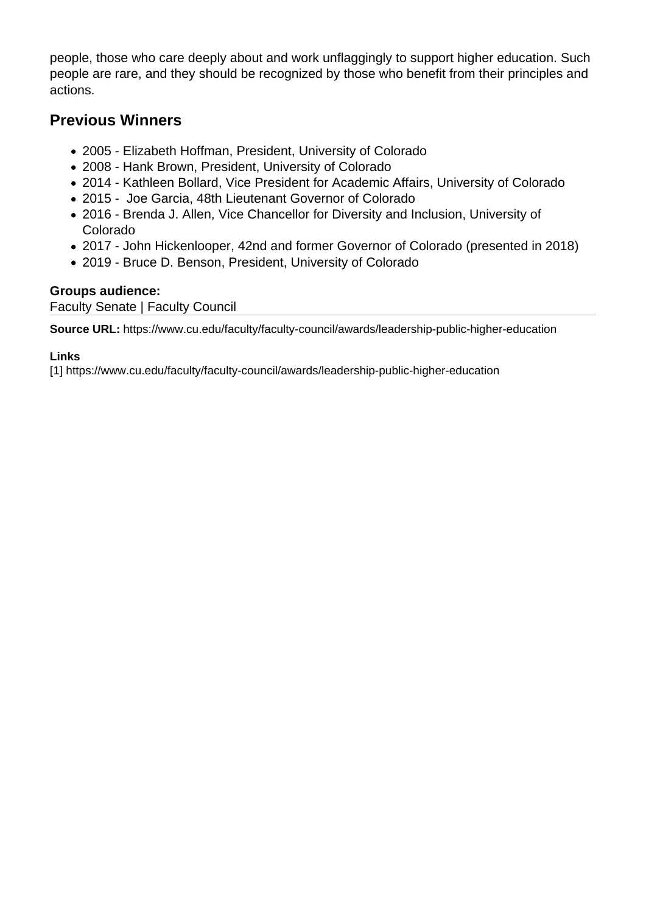people, those who care deeply about and work unflaggingly to support higher education. Such people are rare, and they should be recognized by those who benefit from their principles and actions.

## Previous Winners

- 2005 - Elizabeth Hoffman, President, University of Colorado
- 2008 - Hank Brown, President, University of Colorado
- 2014 - Kathleen Bollard, Vice President for Academic Affairs, University of Colorado
- 2015 - Joe Garcia, 48th Lieutenant Governor of Colorado
- 2016 - Brenda J. Allen, Vice Chancellor for Diversity and Inclusion, University of Colorado
- 2017 - John Hickenlooper, 42nd and former Governor of Colorado (presented in 2018)
- 2019 - Bruce D. Benson, President, University of Colorado

**Groups audience:**
Faculty Senate | Faculty Council

**Source URL:** https://www.cu.edu/faculty/faculty-council/awards/leadership-public-higher-education

**Links**
[1] https://www.cu.edu/faculty/faculty-council/awards/leadership-public-higher-education